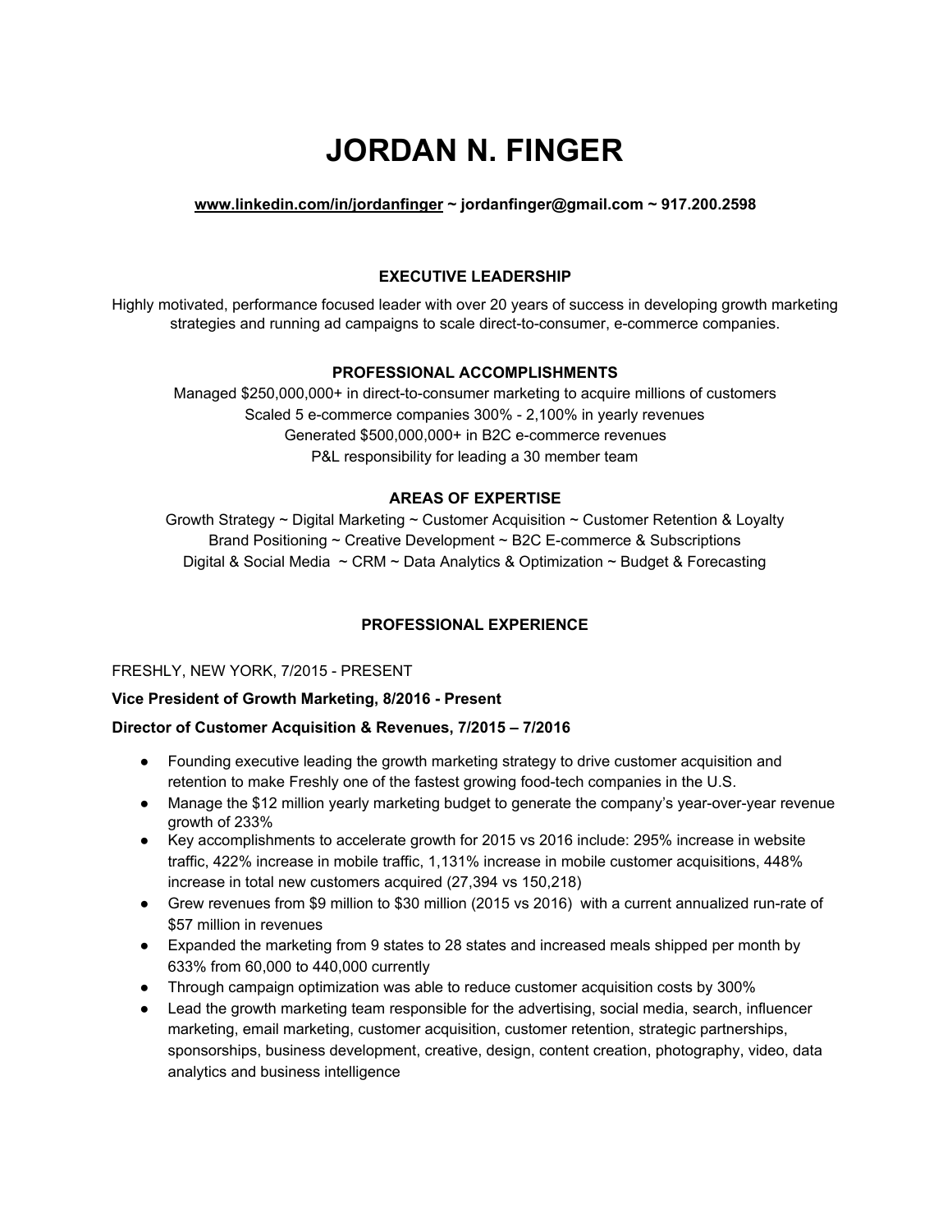# JORDAN N. FINGER

**[www.linkedin.com/in/jordanfinger](http://www.linkedin.com/in/jordanfinger) ~ jordanfinger@gmail.com ~ 917.200.2598**

## EXECUTIVE LEADERSHIP

Highly motivated, performance focused leader with over 20 years of success in developing growth marketing strategies and running ad campaigns to scale direct-to-consumer, e-commerce companies.

## PROFESSIONAL ACCOMPLISHMENTS

Managed $250,000,000+ in direct-to-consumer marketing to acquire millions of customers
Scaled 5 e-commerce companies 300% - 2,100% in yearly revenues
Generated $500,000,000+ in B2C e-commerce revenues
P&L responsibility for leading a 30 member team

## AREAS OF EXPERTISE

Growth Strategy ~ Digital Marketing ~ Customer Acquisition ~ Customer Retention & Loyalty
Brand Positioning ~ Creative Development ~ B2C E-commerce & Subscriptions
Digital & Social Media ~ CRM ~ Data Analytics & Optimization ~ Budget & Forecasting

## PROFESSIONAL EXPERIENCE

FRESHLY, NEW YORK, 7/2015 - PRESENT

**Vice President of Growth Marketing, 8/2016 - Present**

**Director of Customer Acquisition & Revenues, 7/2015 – 7/2016**

- Founding executive leading the growth marketing strategy to drive customer acquisition and retention to make Freshly one of the fastest growing food-tech companies in the U.S.
- Manage the $12 million yearly marketing budget to generate the company's year-over-year revenue growth of 233%
- Key accomplishments to accelerate growth for 2015 vs 2016 include: 295% increase in website traffic, 422% increase in mobile traffic, 1,131% increase in mobile customer acquisitions, 448% increase in total new customers acquired (27,394 vs 150,218)
- Grew revenues from $9 million to $30 million (2015 vs 2016) with a current annualized run-rate of $57 million in revenues
- Expanded the marketing from 9 states to 28 states and increased meals shipped per month by 633% from 60,000 to 440,000 currently
- Through campaign optimization was able to reduce customer acquisition costs by 300%
- Lead the growth marketing team responsible for the advertising, social media, search, influencer marketing, email marketing, customer acquisition, customer retention, strategic partnerships, sponsorships, business development, creative, design, content creation, photography, video, data analytics and business intelligence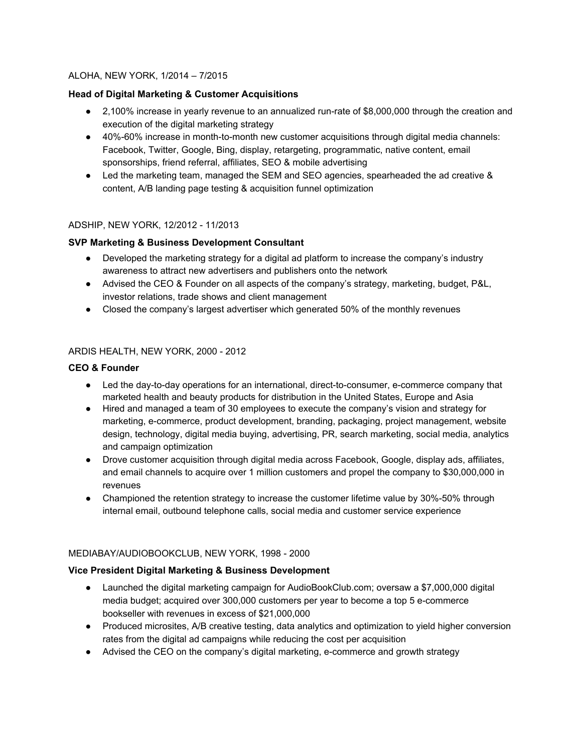ALOHA, NEW YORK, 1/2014 – 7/2015

**Head of Digital Marketing & Customer Acquisitions**

- 2,100% increase in yearly revenue to an annualized run-rate of $8,000,000 through the creation and execution of the digital marketing strategy
- 40%-60% increase in month-to-month new customer acquisitions through digital media channels: Facebook, Twitter, Google, Bing, display, retargeting, programmatic, native content, email sponsorships, friend referral, affiliates, SEO & mobile advertising
- Led the marketing team, managed the SEM and SEO agencies, spearheaded the ad creative & content, A/B landing page testing & acquisition funnel optimization

ADSHIP, NEW YORK, 12/2012 - 11/2013

**SVP Marketing & Business Development Consultant**

- Developed the marketing strategy for a digital ad platform to increase the company's industry awareness to attract new advertisers and publishers onto the network
- Advised the CEO & Founder on all aspects of the company's strategy, marketing, budget, P&L, investor relations, trade shows and client management
- Closed the company's largest advertiser which generated 50% of the monthly revenues

ARDIS HEALTH, NEW YORK, 2000 - 2012

**CEO & Founder**

- Led the day-to-day operations for an international, direct-to-consumer, e-commerce company that marketed health and beauty products for distribution in the United States, Europe and Asia
- Hired and managed a team of 30 employees to execute the company's vision and strategy for marketing, e-commerce, product development, branding, packaging, project management, website design, technology, digital media buying, advertising, PR, search marketing, social media, analytics and campaign optimization
- Drove customer acquisition through digital media across Facebook, Google, display ads, affiliates, and email channels to acquire over 1 million customers and propel the company to $30,000,000 in revenues
- Championed the retention strategy to increase the customer lifetime value by 30%-50% through internal email, outbound telephone calls, social media and customer service experience

MEDIABAY/AUDIOBOOKCLUB, NEW YORK, 1998 - 2000

**Vice President Digital Marketing & Business Development**

- Launched the digital marketing campaign for AudioBookClub.com; oversaw a $7,000,000 digital media budget; acquired over 300,000 customers per year to become a top 5 e-commerce bookseller with revenues in excess of $21,000,000
- Produced microsites, A/B creative testing, data analytics and optimization to yield higher conversion rates from the digital ad campaigns while reducing the cost per acquisition
- Advised the CEO on the company's digital marketing, e-commerce and growth strategy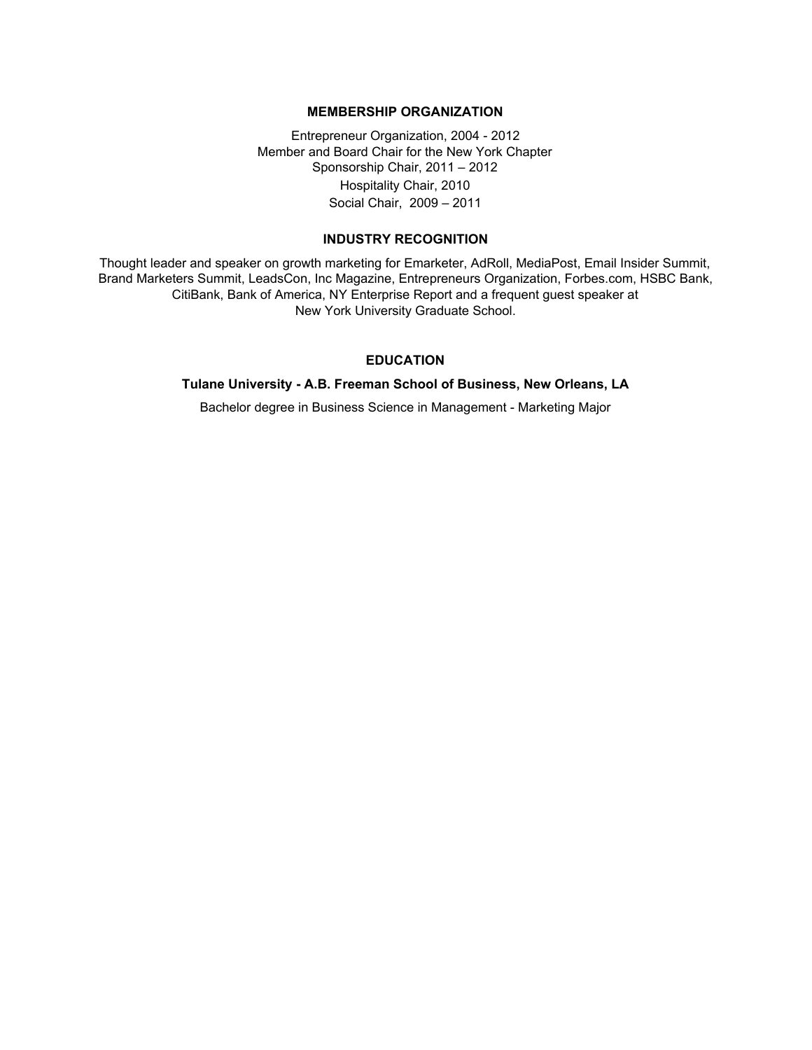## MEMBERSHIP ORGANIZATION

Entrepreneur Organization, 2004 - 2012
Member and Board Chair for the New York Chapter
Sponsorship Chair, 2011 – 2012
Hospitality Chair, 2010
Social Chair, 2009 – 2011

## INDUSTRY RECOGNITION

Thought leader and speaker on growth marketing for Emarketer, AdRoll, MediaPost, Email Insider Summit, Brand Marketers Summit, LeadsCon, Inc Magazine, Entrepreneurs Organization, Forbes.com, HSBC Bank, CitiBank, Bank of America, NY Enterprise Report and a frequent guest speaker at New York University Graduate School.

## EDUCATION

**Tulane University - A.B. Freeman School of Business, New Orleans, LA**

Bachelor degree in Business Science in Management - Marketing Major